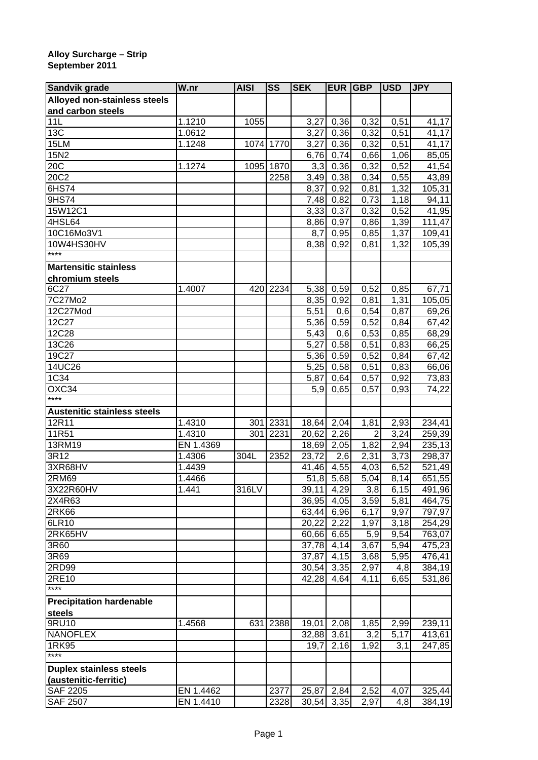**Alloy Surcharge – Strip**
**September 2011**

| Sandvik grade | W.nr | AISI | SS | SEK | EUR | GBP | USD | JPY |
|---|---|---|---|---|---|---|---|---|
| **Alloyed non-stainless steels and carbon steels** | | | | | | | | |
| 11L | 1.1210 | 1055 | | 3,27 | 0,36 | 0,32 | 0,51 | 41,17 |
| 13C | 1.0612 | | | 3,27 | 0,36 | 0,32 | 0,51 | 41,17 |
| 15LM | 1.1248 | 1074 | 1770 | 3,27 | 0,36 | 0,32 | 0,51 | 41,17 |
| 15N2 | | | | 6,76 | 0,74 | 0,66 | 1,06 | 85,05 |
| 20C | 1.1274 | 1095 | 1870 | 3,3 | 0,36 | 0,32 | 0,52 | 41,54 |
| 20C2 | | | 2258 | 3,49 | 0,38 | 0,34 | 0,55 | 43,89 |
| 6HS74 | | | | 8,37 | 0,92 | 0,81 | 1,32 | 105,31 |
| 9HS74 | | | | 7,48 | 0,82 | 0,73 | 1,18 | 94,11 |
| 15W12C1 | | | | 3,33 | 0,37 | 0,32 | 0,52 | 41,95 |
| 4HSL64 | | | | 8,86 | 0,97 | 0,86 | 1,39 | 111,47 |
| 10C16Mo3V1 | | | | 8,7 | 0,95 | 0,85 | 1,37 | 109,41 |
| 10W4HS30HV | | | | 8,38 | 0,92 | 0,81 | 1,32 | 105,39 |
| **** | | | | | | | | |
| **Martensitic stainless chromium steels** | | | | | | | | |
| 6C27 | 1.4007 | 420 | 2234 | 5,38 | 0,59 | 0,52 | 0,85 | 67,71 |
| 7C27Mo2 | | | | 8,35 | 0,92 | 0,81 | 1,31 | 105,05 |
| 12C27Mod | | | | 5,51 | 0,6 | 0,54 | 0,87 | 69,26 |
| 12C27 | | | | 5,36 | 0,59 | 0,52 | 0,84 | 67,42 |
| 12C28 | | | | 5,43 | 0,6 | 0,53 | 0,85 | 68,29 |
| 13C26 | | | | 5,27 | 0,58 | 0,51 | 0,83 | 66,25 |
| 19C27 | | | | 5,36 | 0,59 | 0,52 | 0,84 | 67,42 |
| 14UC26 | | | | 5,25 | 0,58 | 0,51 | 0,83 | 66,06 |
| 1C34 | | | | 5,87 | 0,64 | 0,57 | 0,92 | 73,83 |
| OXC34 | | | | 5,9 | 0,65 | 0,57 | 0,93 | 74,22 |
| **** | | | | | | | | |
| **Austenitic stainless steels** | | | | | | | | |
| 12R11 | 1.4310 | 301 | 2331 | 18,64 | 2,04 | 1,81 | 2,93 | 234,41 |
| 11R51 | 1.4310 | 301 | 2231 | 20,62 | 2,26 | 2 | 3,24 | 259,39 |
| 13RM19 | EN 1.4369 | | | 18,69 | 2,05 | 1,82 | 2,94 | 235,13 |
| 3R12 | 1.4306 | 304L | 2352 | 23,72 | 2,6 | 2,31 | 3,73 | 298,37 |
| 3XR68HV | 1.4439 | | | 41,46 | 4,55 | 4,03 | 6,52 | 521,49 |
| 2RM69 | 1.4466 | | | 51,8 | 5,68 | 5,04 | 8,14 | 651,55 |
| 3X22R60HV | 1.441 | 316LV | | 39,11 | 4,29 | 3,8 | 6,15 | 491,96 |
| 2X4R63 | | | | 36,95 | 4,05 | 3,59 | 5,81 | 464,75 |
| 2RK66 | | | | 63,44 | 6,96 | 6,17 | 9,97 | 797,97 |
| 6LR10 | | | | 20,22 | 2,22 | 1,97 | 3,18 | 254,29 |
| 2RK65HV | | | | 60,66 | 6,65 | 5,9 | 9,54 | 763,07 |
| 3R60 | | | | 37,78 | 4,14 | 3,67 | 5,94 | 475,23 |
| 3R69 | | | | 37,87 | 4,15 | 3,68 | 5,95 | 476,41 |
| 2RD99 | | | | 30,54 | 3,35 | 2,97 | 4,8 | 384,19 |
| 2RE10 | | | | 42,28 | 4,64 | 4,11 | 6,65 | 531,86 |
| **** | | | | | | | | |
| **Precipitation hardenable steels** | | | | | | | | |
| 9RU10 | 1.4568 | 631 | 2388 | 19,01 | 2,08 | 1,85 | 2,99 | 239,11 |
| NANOFLEX | | | | 32,88 | 3,61 | 3,2 | 5,17 | 413,61 |
| 1RK95 | | | | 19,7 | 2,16 | 1,92 | 3,1 | 247,85 |
| **** | | | | | | | | |
| **Duplex stainless steels (austenitic-ferritic)** | | | | | | | | |
| SAF 2205 | EN 1.4462 | | 2377 | 25,87 | 2,84 | 2,52 | 4,07 | 325,44 |
| SAF 2507 | EN 1.4410 | | 2328 | 30,54 | 3,35 | 2,97 | 4,8 | 384,19 |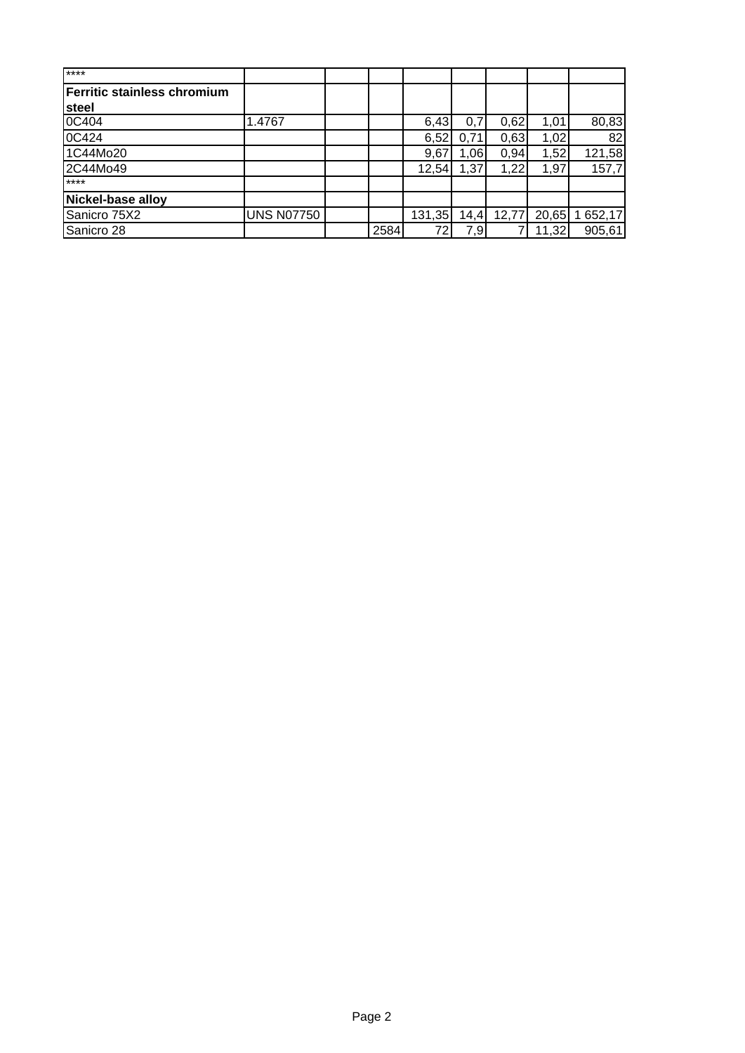| | | | | | | | | |
|---|---|---|---|---|---|---|---|---|
| **** | | | | | | | | |
| **Ferritic stainless chromium steel** | | | | | | | | |
| 0C404 | 1.4767 | | | 6,43 | 0,7 | 0,62 | 1,01 | 80,83 |
| 0C424 | | | | 6,52 | 0,71 | 0,63 | 1,02 | 82 |
| 1C44Mo20 | | | | 9,67 | 1,06 | 0,94 | 1,52 | 121,58 |
| 2C44Mo49 | | | | 12,54 | 1,37 | 1,22 | 1,97 | 157,7 |
| **** | | | | | | | | |
| **Nickel-base alloy** | | | | | | | | |
| Sanicro 75X2 | UNS N07750 | | | 131,35 | 14,4 | 12,77 | 20,65 | 1 652,17 |
| Sanicro 28 | | | 2584 | 72 | 7,9 | 7 | 11,32 | 905,61 |